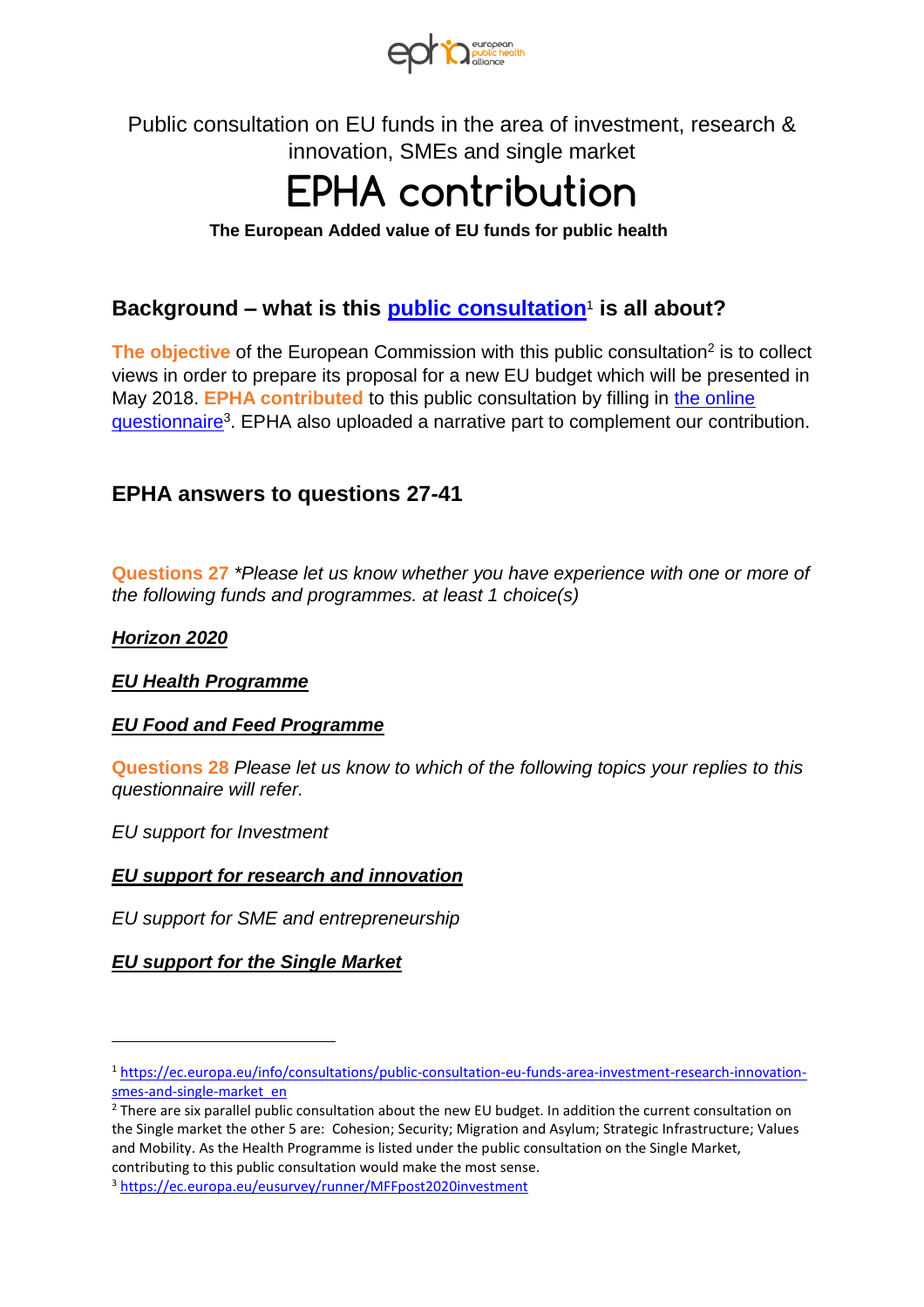Public consultation on EU funds in the area of investment, research & innovation, SMEs and single market

# EPHA contribution

**The European Added value of EU funds for public health**

## Background – what is this public consultation[1] is all about?

**The objective** of the European Commission with this public consultation[2] is to collect views in order to prepare its proposal for a new EU budget which will be presented in May 2018. **EPHA contributed** to this public consultation by filling in the online questionnaire[3]. EPHA also uploaded a narrative part to complement our contribution.

## EPHA answers to questions 27-41

**Questions 27** *\*Please let us know whether you have experience with one or more of the following funds and programmes. at least 1 choice(s)*

***Horizon 2020***

***EU Health Programme***

***EU Food and Feed Programme***

**Questions 28** *Please let us know to which of the following topics your replies to this questionnaire will refer.*

*EU support for Investment*

***EU support for research and innovation***

*EU support for SME and entrepreneurship*

***EU support for the Single Market***

---

[1] https://ec.europa.eu/info/consultations/public-consultation-eu-funds-area-investment-research-innovation-smes-and-single-market_en

[2] There are six parallel public consultation about the new EU budget. In addition the current consultation on the Single market the other 5 are: Cohesion; Security; Migration and Asylum; Strategic Infrastructure; Values and Mobility. As the Health Programme is listed under the public consultation on the Single Market, contributing to this public consultation would make the most sense.

[3] https://ec.europa.eu/eusurvey/runner/MFFpost2020investment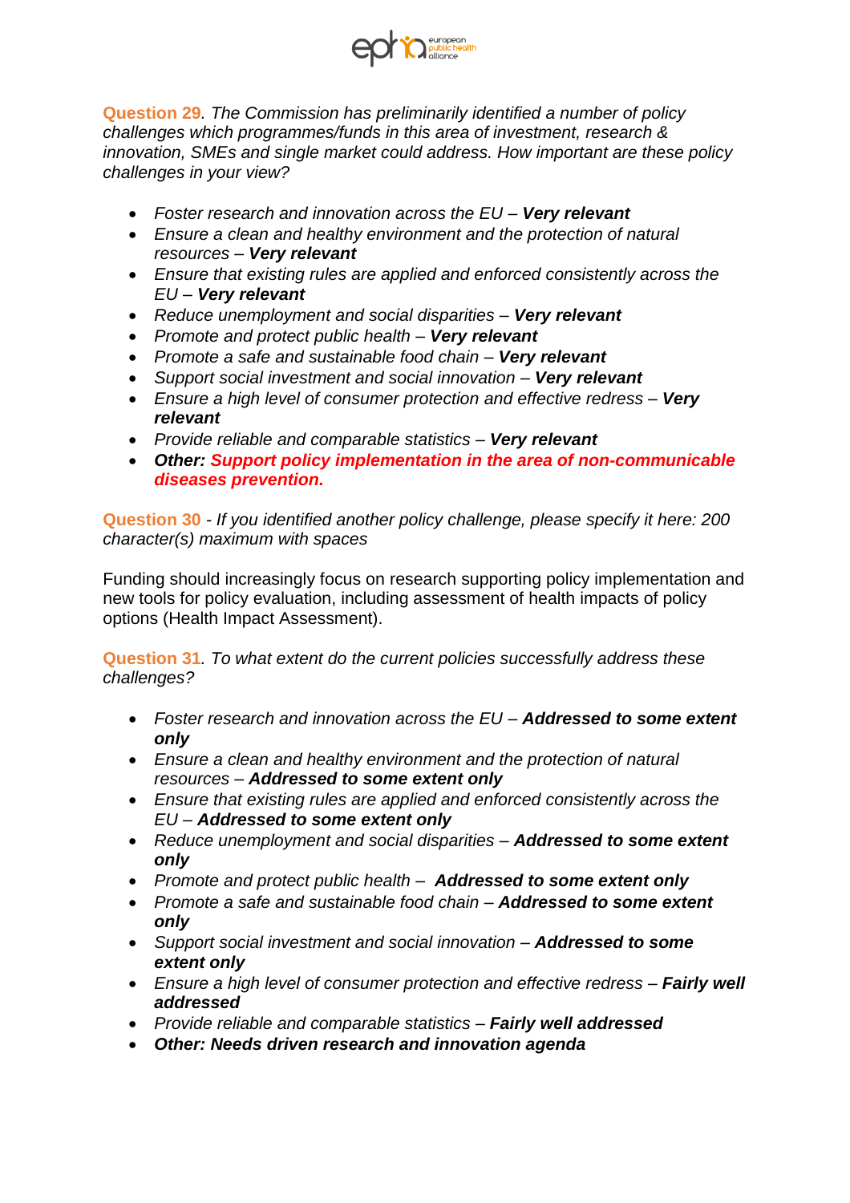**Question 29**. *The Commission has preliminarily identified a number of policy challenges which programmes/funds in this area of investment, research & innovation, SMEs and single market could address. How important are these policy challenges in your view?*

- *Foster research and innovation across the EU – **Very relevant***
- *Ensure a clean and healthy environment and the protection of natural resources – **Very relevant***
- *Ensure that existing rules are applied and enforced consistently across the EU – **Very relevant***
- *Reduce unemployment and social disparities – **Very relevant***
- *Promote and protect public health – **Very relevant***
- *Promote a safe and sustainable food chain – **Very relevant***
- *Support social investment and social innovation – **Very relevant***
- *Ensure a high level of consumer protection and effective redress – **Very relevant***
- *Provide reliable and comparable statistics – **Very relevant***
- ***Other: Support policy implementation in the area of non-communicable diseases prevention.***

**Question 30** - *If you identified another policy challenge, please specify it here: 200 character(s) maximum with spaces*

Funding should increasingly focus on research supporting policy implementation and new tools for policy evaluation, including assessment of health impacts of policy options (Health Impact Assessment).

**Question 31**. *To what extent do the current policies successfully address these challenges?*

- *Foster research and innovation across the EU – **Addressed to some extent only***
- *Ensure a clean and healthy environment and the protection of natural resources – **Addressed to some extent only***
- *Ensure that existing rules are applied and enforced consistently across the EU – **Addressed to some extent only***
- *Reduce unemployment and social disparities – **Addressed to some extent only***
- *Promote and protect public health – **Addressed to some extent only***
- *Promote a safe and sustainable food chain – **Addressed to some extent only***
- *Support social investment and social innovation – **Addressed to some extent only***
- *Ensure a high level of consumer protection and effective redress – **Fairly well addressed***
- *Provide reliable and comparable statistics – **Fairly well addressed***
- ***Other: Needs driven research and innovation agenda***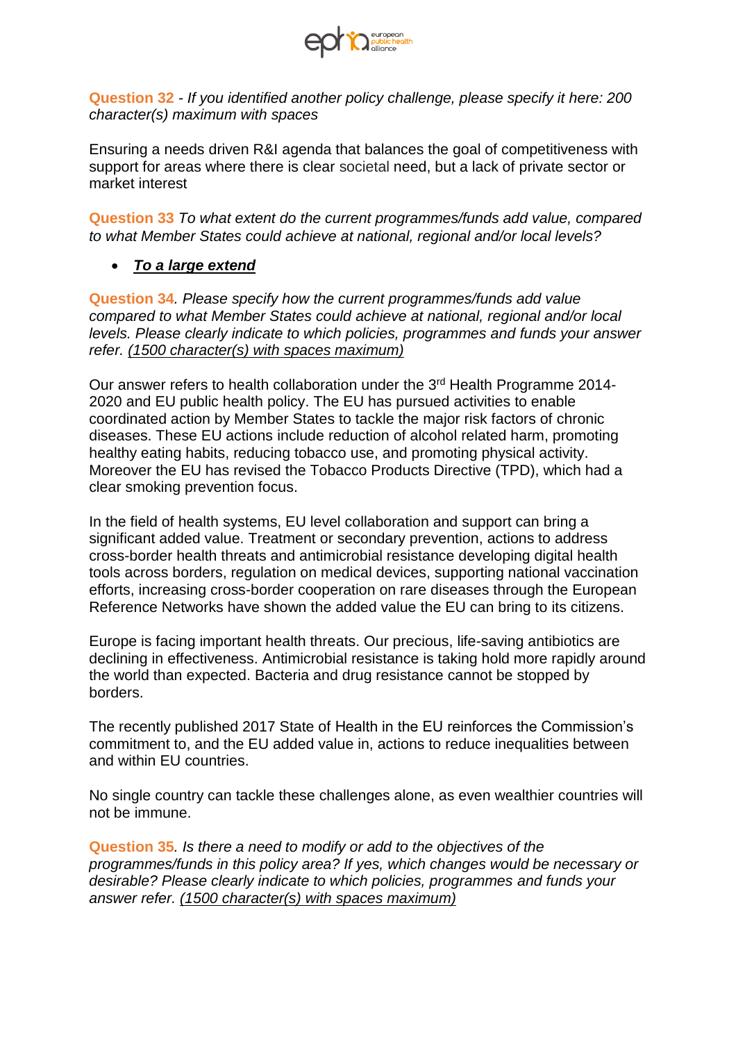**Question 32** - *If you identified another policy challenge, please specify it here: 200 character(s) maximum with spaces*

Ensuring a needs driven R&I agenda that balances the goal of competitiveness with support for areas where there is clear societal need, but a lack of private sector or market interest

**Question 33** *To what extent do the current programmes/funds add value, compared to what Member States could achieve at national, regional and/or local levels?*

- ***To a large extend***

**Question 34**. *Please specify how the current programmes/funds add value compared to what Member States could achieve at national, regional and/or local levels. Please clearly indicate to which policies, programmes and funds your answer refer. (1500 character(s) with spaces maximum)*

Our answer refers to health collaboration under the 3rd Health Programme 2014-2020 and EU public health policy. The EU has pursued activities to enable coordinated action by Member States to tackle the major risk factors of chronic diseases. These EU actions include reduction of alcohol related harm, promoting healthy eating habits, reducing tobacco use, and promoting physical activity. Moreover the EU has revised the Tobacco Products Directive (TPD), which had a clear smoking prevention focus.

In the field of health systems, EU level collaboration and support can bring a significant added value. Treatment or secondary prevention, actions to address cross-border health threats and antimicrobial resistance developing digital health tools across borders, regulation on medical devices, supporting national vaccination efforts, increasing cross-border cooperation on rare diseases through the European Reference Networks have shown the added value the EU can bring to its citizens.

Europe is facing important health threats. Our precious, life-saving antibiotics are declining in effectiveness. Antimicrobial resistance is taking hold more rapidly around the world than expected. Bacteria and drug resistance cannot be stopped by borders.

The recently published 2017 State of Health in the EU reinforces the Commission's commitment to, and the EU added value in, actions to reduce inequalities between and within EU countries.

No single country can tackle these challenges alone, as even wealthier countries will not be immune.

**Question 35**. *Is there a need to modify or add to the objectives of the programmes/funds in this policy area? If yes, which changes would be necessary or desirable? Please clearly indicate to which policies, programmes and funds your answer refer. (1500 character(s) with spaces maximum)*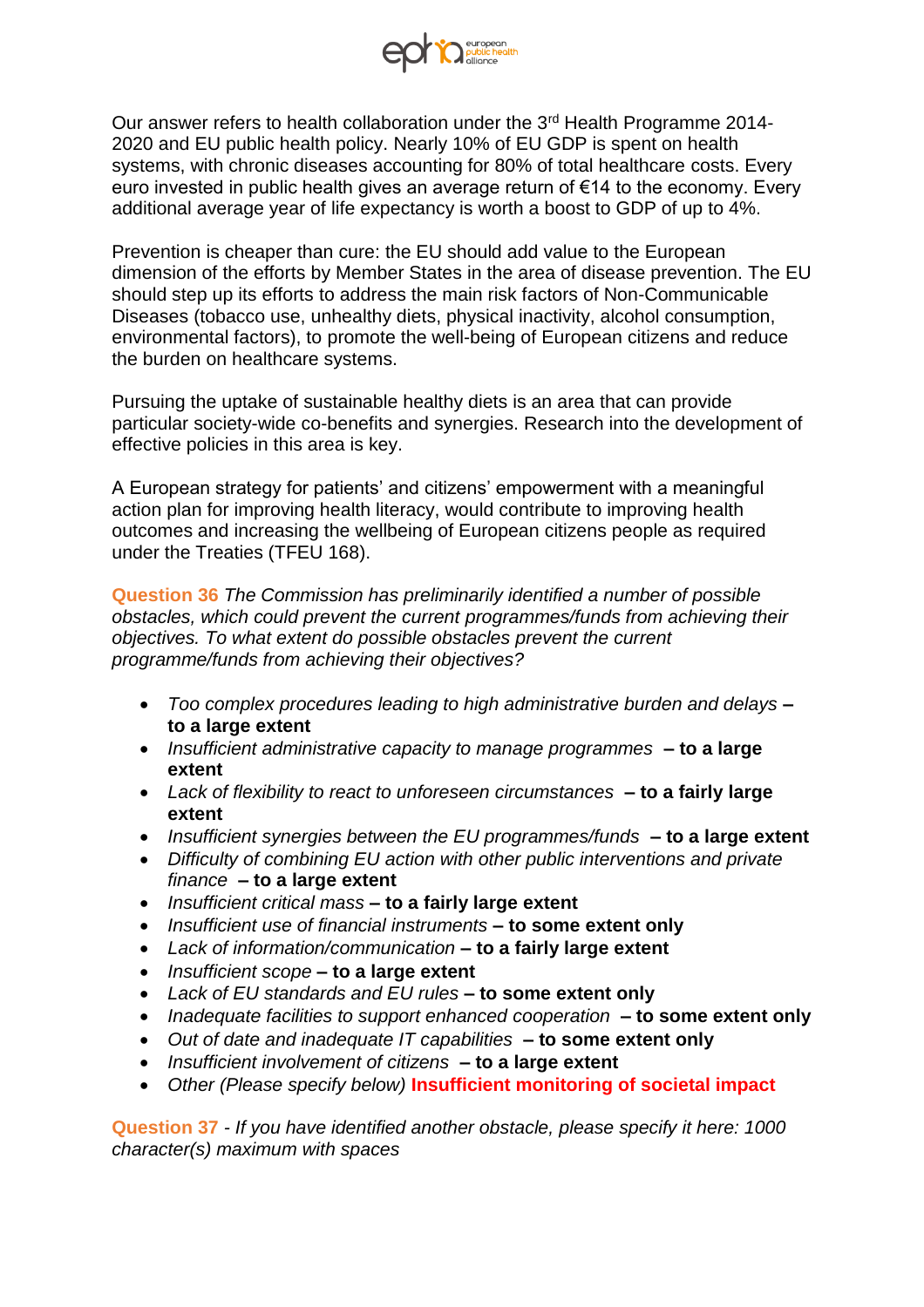Our answer refers to health collaboration under the 3rd Health Programme 2014-2020 and EU public health policy. Nearly 10% of EU GDP is spent on health systems, with chronic diseases accounting for 80% of total healthcare costs. Every euro invested in public health gives an average return of €14 to the economy. Every additional average year of life expectancy is worth a boost to GDP of up to 4%.

Prevention is cheaper than cure: the EU should add value to the European dimension of the efforts by Member States in the area of disease prevention. The EU should step up its efforts to address the main risk factors of Non-Communicable Diseases (tobacco use, unhealthy diets, physical inactivity, alcohol consumption, environmental factors), to promote the well-being of European citizens and reduce the burden on healthcare systems.

Pursuing the uptake of sustainable healthy diets is an area that can provide particular society-wide co-benefits and synergies. Research into the development of effective policies in this area is key.

A European strategy for patients' and citizens' empowerment with a meaningful action plan for improving health literacy, would contribute to improving health outcomes and increasing the wellbeing of European citizens people as required under the Treaties (TFEU 168).

**Question 36** *The Commission has preliminarily identified a number of possible obstacles, which could prevent the current programmes/funds from achieving their objectives. To what extent do possible obstacles prevent the current programme/funds from achieving their objectives?*

- *Too complex procedures leading to high administrative burden and delays* **– to a large extent**
- *Insufficient administrative capacity to manage programmes* **– to a large extent**
- *Lack of flexibility to react to unforeseen circumstances* **– to a fairly large extent**
- *Insufficient synergies between the EU programmes/funds* **– to a large extent**
- *Difficulty of combining EU action with other public interventions and private finance* **– to a large extent**
- *Insufficient critical mass* **– to a fairly large extent**
- *Insufficient use of financial instruments* **– to some extent only**
- *Lack of information/communication* **– to a fairly large extent**
- *Insufficient scope* **– to a large extent**
- *Lack of EU standards and EU rules* **– to some extent only**
- *Inadequate facilities to support enhanced cooperation* **– to some extent only**
- *Out of date and inadequate IT capabilities* **– to some extent only**
- *Insufficient involvement of citizens* **– to a large extent**
- *Other (Please specify below)* **Insufficient monitoring of societal impact**

**Question 37** - *If you have identified another obstacle, please specify it here: 1000 character(s) maximum with spaces*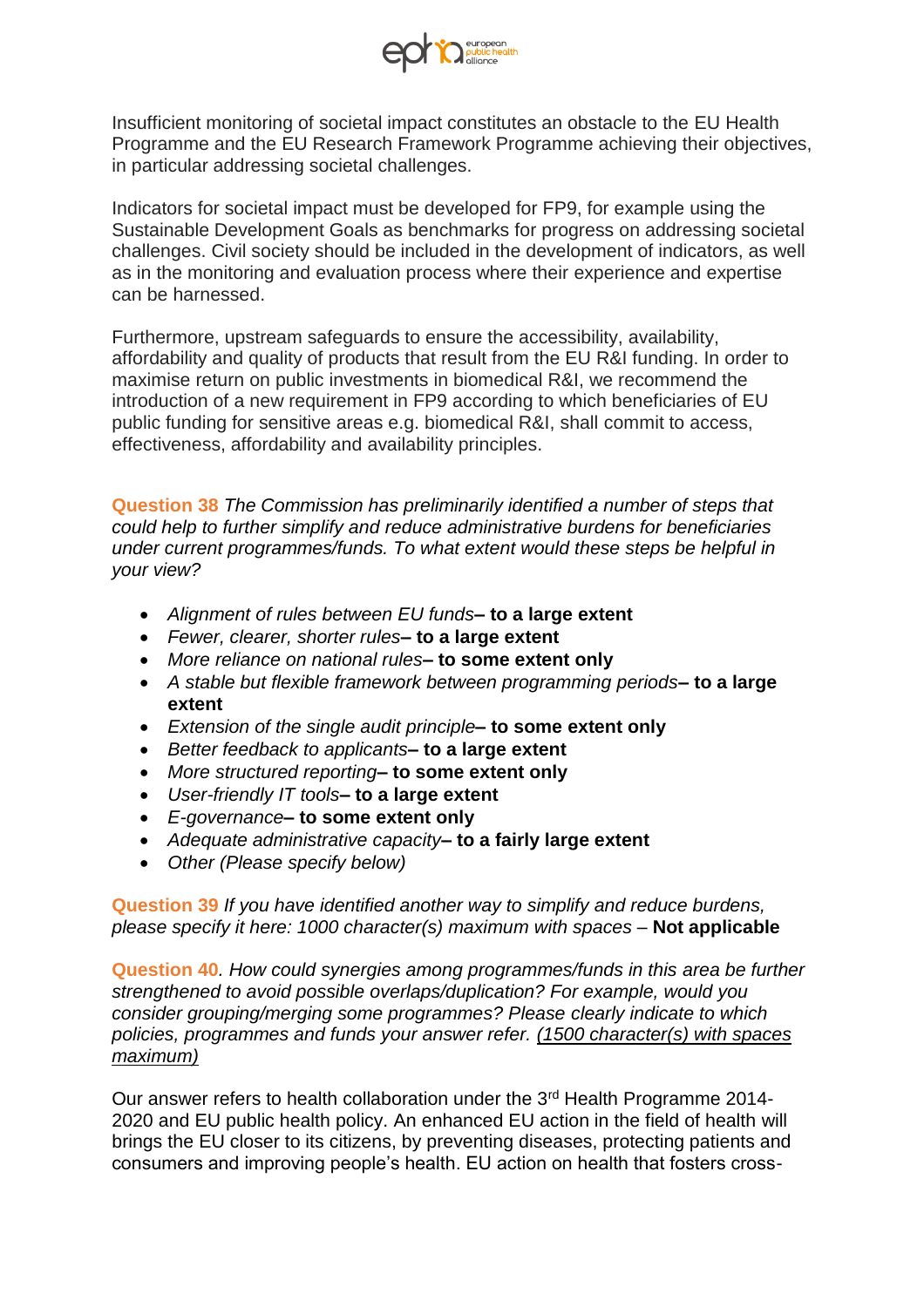Insufficient monitoring of societal impact constitutes an obstacle to the EU Health Programme and the EU Research Framework Programme achieving their objectives, in particular addressing societal challenges.

Indicators for societal impact must be developed for FP9, for example using the Sustainable Development Goals as benchmarks for progress on addressing societal challenges. Civil society should be included in the development of indicators, as well as in the monitoring and evaluation process where their experience and expertise can be harnessed.

Furthermore, upstream safeguards to ensure the accessibility, availability, affordability and quality of products that result from the EU R&I funding. In order to maximise return on public investments in biomedical R&I, we recommend the introduction of a new requirement in FP9 according to which beneficiaries of EU public funding for sensitive areas e.g. biomedical R&I, shall commit to access, effectiveness, affordability and availability principles.

**Question 38** *The Commission has preliminarily identified a number of steps that could help to further simplify and reduce administrative burdens for beneficiaries under current programmes/funds. To what extent would these steps be helpful in your view?*

- *Alignment of rules between EU funds* **– to a large extent**
- *Fewer, clearer, shorter rules* **– to a large extent**
- *More reliance on national rules* **– to some extent only**
- *A stable but flexible framework between programming periods* **– to a large extent**
- *Extension of the single audit principle* **– to some extent only**
- *Better feedback to applicants* **– to a large extent**
- *More structured reporting* **– to some extent only**
- *User-friendly IT tools* **– to a large extent**
- *E-governance* **– to some extent only**
- *Adequate administrative capacity* **– to a fairly large extent**
- *Other (Please specify below)*

**Question 39** *If you have identified another way to simplify and reduce burdens, please specify it here: 1000 character(s) maximum with spaces* – **Not applicable**

**Question 40**. *How could synergies among programmes/funds in this area be further strengthened to avoid possible overlaps/duplication? For example, would you consider grouping/merging some programmes? Please clearly indicate to which policies, programmes and funds your answer refer. (1500 character(s) with spaces maximum)*

Our answer refers to health collaboration under the 3rd Health Programme 2014-2020 and EU public health policy. An enhanced EU action in the field of health will brings the EU closer to its citizens, by preventing diseases, protecting patients and consumers and improving people's health. EU action on health that fosters cross-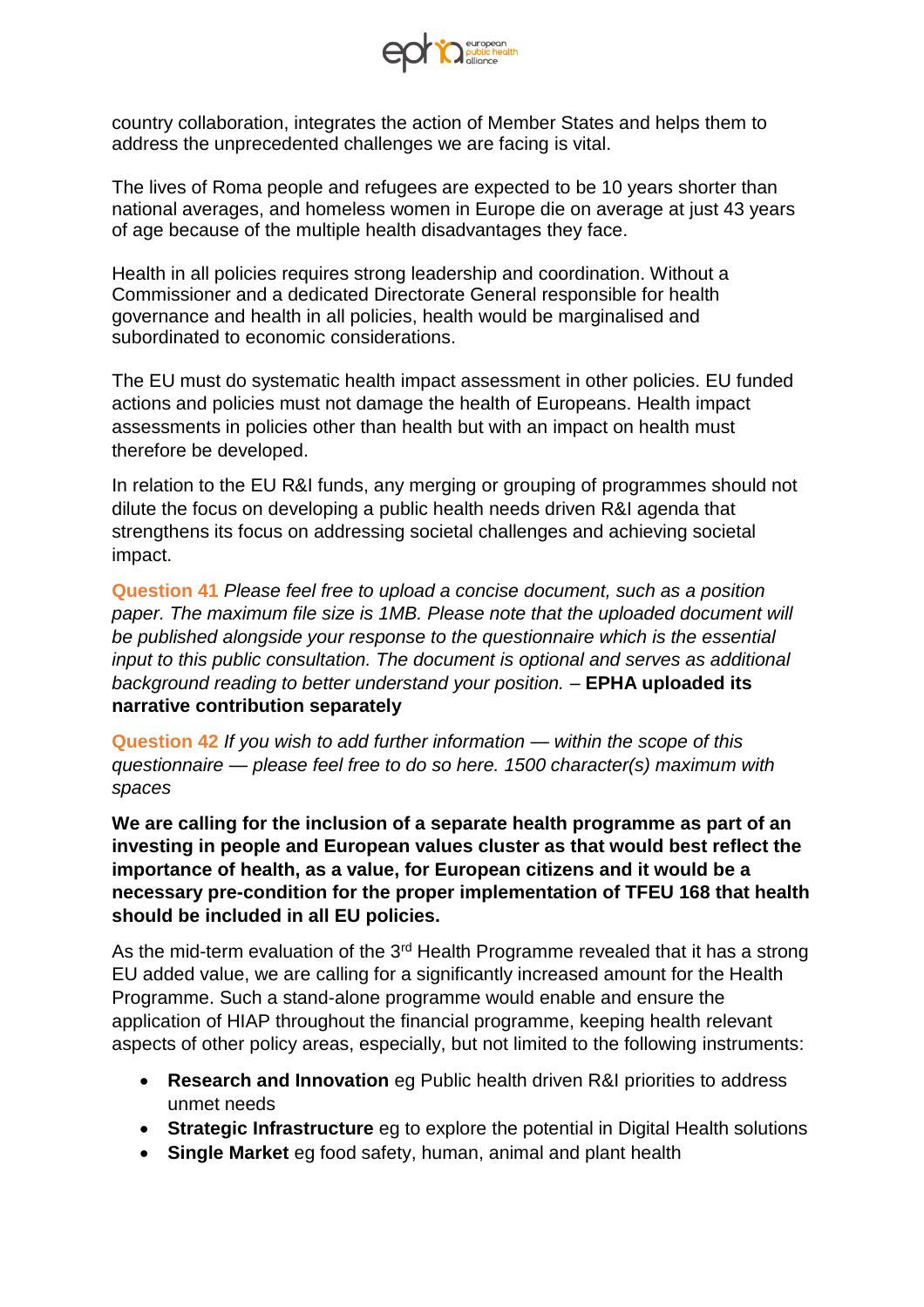country collaboration, integrates the action of Member States and helps them to address the unprecedented challenges we are facing is vital.

The lives of Roma people and refugees are expected to be 10 years shorter than national averages, and homeless women in Europe die on average at just 43 years of age because of the multiple health disadvantages they face.

Health in all policies requires strong leadership and coordination. Without a Commissioner and a dedicated Directorate General responsible for health governance and health in all policies, health would be marginalised and subordinated to economic considerations.

The EU must do systematic health impact assessment in other policies. EU funded actions and policies must not damage the health of Europeans. Health impact assessments in policies other than health but with an impact on health must therefore be developed.

In relation to the EU R&I funds, any merging or grouping of programmes should not dilute the focus on developing a public health needs driven R&I agenda that strengthens its focus on addressing societal challenges and achieving societal impact.

**Question 41** *Please feel free to upload a concise document, such as a position paper. The maximum file size is 1MB. Please note that the uploaded document will be published alongside your response to the questionnaire which is the essential input to this public consultation. The document is optional and serves as additional background reading to better understand your position.* – **EPHA uploaded its narrative contribution separately**

**Question 42** *If you wish to add further information — within the scope of this questionnaire — please feel free to do so here. 1500 character(s) maximum with spaces*

**We are calling for the inclusion of a separate health programme as part of an investing in people and European values cluster as that would best reflect the importance of health, as a value, for European citizens and it would be a necessary pre-condition for the proper implementation of TFEU 168 that health should be included in all EU policies.**

As the mid-term evaluation of the 3rd Health Programme revealed that it has a strong EU added value, we are calling for a significantly increased amount for the Health Programme. Such a stand-alone programme would enable and ensure the application of HIAP throughout the financial programme, keeping health relevant aspects of other policy areas, especially, but not limited to the following instruments:

- **Research and Innovation** eg Public health driven R&I priorities to address unmet needs
- **Strategic Infrastructure** eg to explore the potential in Digital Health solutions
- **Single Market** eg food safety, human, animal and plant health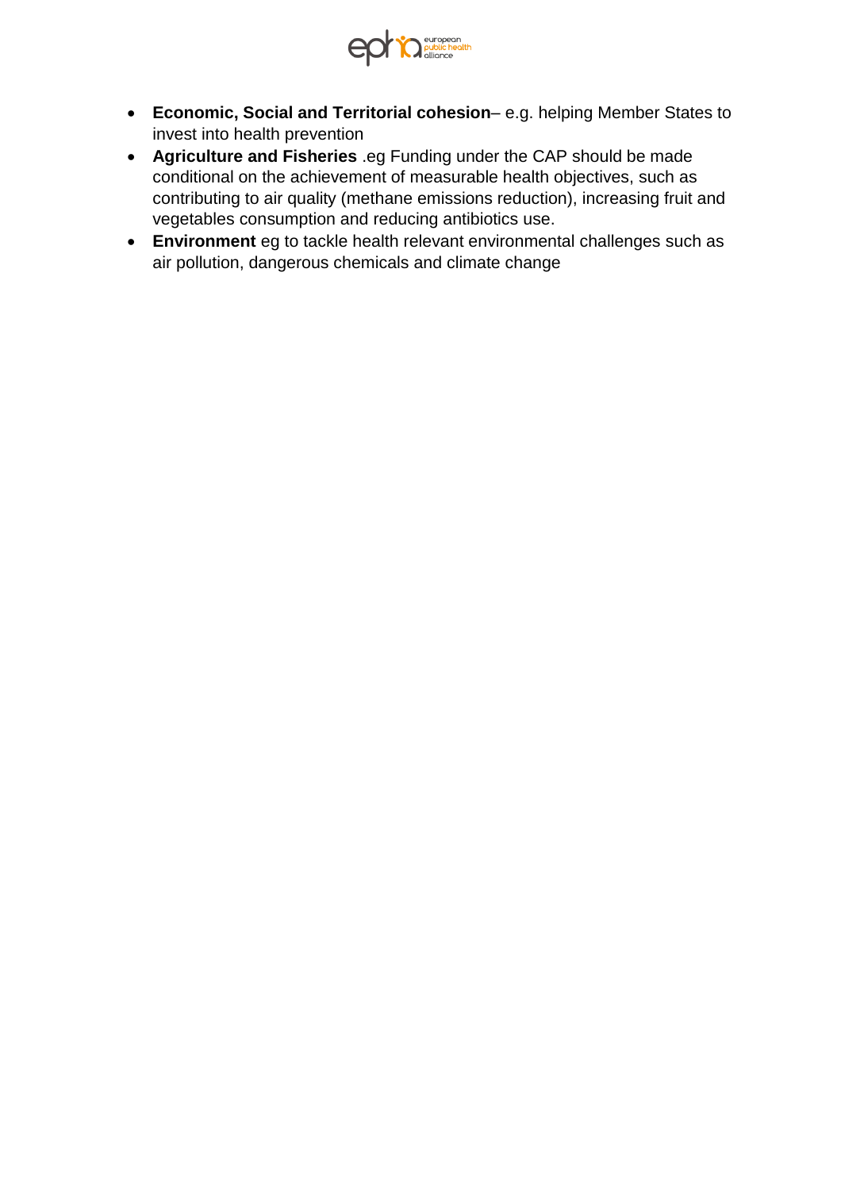- **Economic, Social and Territorial cohesion**– e.g. helping Member States to invest into health prevention
- **Agriculture and Fisheries** .eg Funding under the CAP should be made conditional on the achievement of measurable health objectives, such as contributing to air quality (methane emissions reduction), increasing fruit and vegetables consumption and reducing antibiotics use.
- **Environment** eg to tackle health relevant environmental challenges such as air pollution, dangerous chemicals and climate change